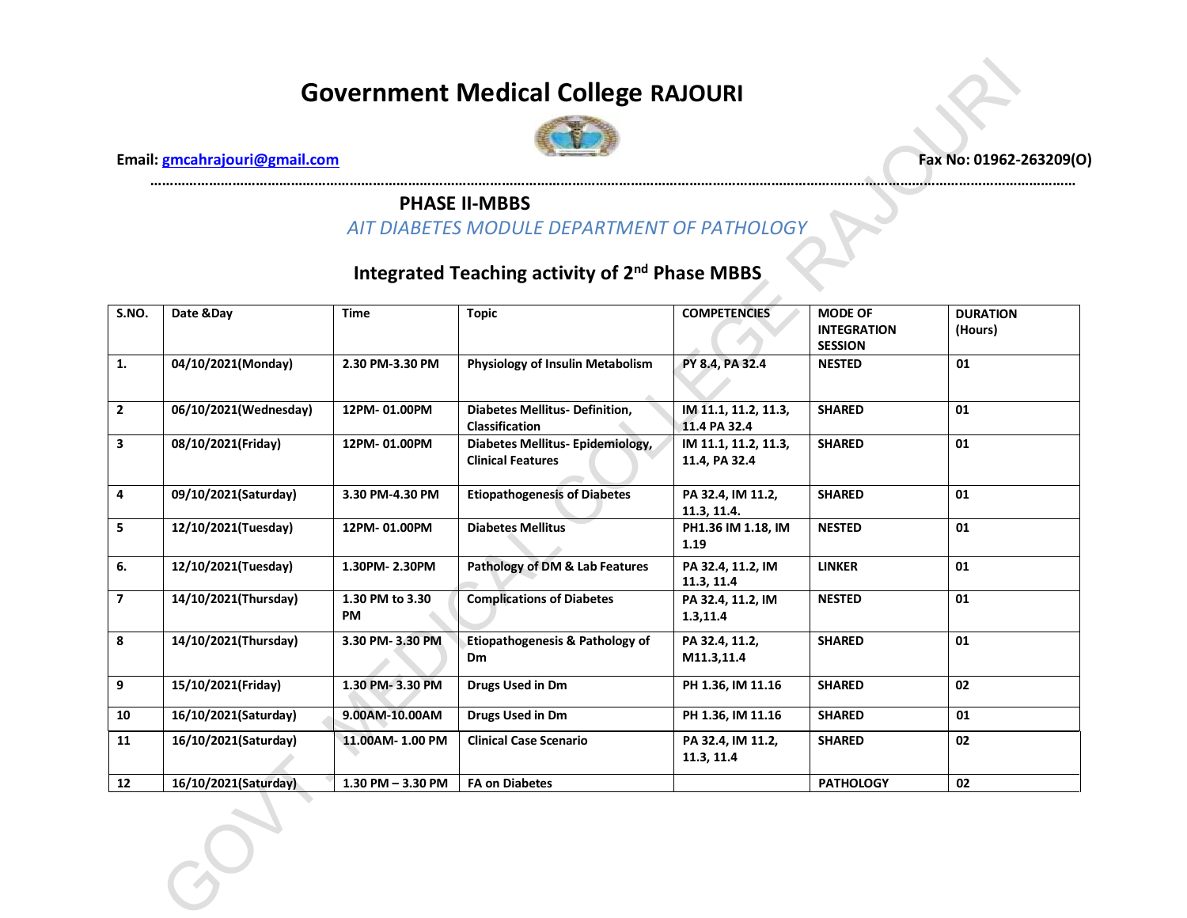# Government Medical College RAJOURI

**Email:** gmcahrajouri@gmail.com **Fax No: 01962-263209(O)**

## PHASE II-MBBS

*AIT DIABETES MODULE DEPARTMENT OF PATHOLOGY*

### Integrated Teaching activity of 2nd Phase MBBS

| S.NO. | Date &Day | Time | Topic | COMPETENCIES | MODE OF INTEGRATION SESSION | DURATION (Hours) |
|---|---|---|---|---|---|---|
| 1. | 04/10/2021(Monday) | 2.30 PM-3.30 PM | Physiology of Insulin Metabolism | PY 8.4, PA 32.4 | NESTED | 01 |
| 2 | 06/10/2021(Wednesday) | 12PM- 01.00PM | Diabetes Mellitus- Definition, Classification | IM 11.1, 11.2, 11.3, 11.4 PA 32.4 | SHARED | 01 |
| 3 | 08/10/2021(Friday) | 12PM- 01.00PM | Diabetes Mellitus- Epidemiology, Clinical Features | IM 11.1, 11.2, 11.3, 11.4, PA 32.4 | SHARED | 01 |
| 4 | 09/10/2021(Saturday) | 3.30 PM-4.30 PM | Etiopathogenesis of Diabetes | PA 32.4, IM 11.2, 11.3, 11.4. | SHARED | 01 |
| 5 | 12/10/2021(Tuesday) | 12PM- 01.00PM | Diabetes Mellitus | PH1.36 IM 1.18, IM 1.19 | NESTED | 01 |
| 6. | 12/10/2021(Tuesday) | 1.30PM- 2.30PM | Pathology of DM & Lab Features | PA 32.4, 11.2, IM 11.3, 11.4 | LINKER | 01 |
| 7 | 14/10/2021(Thursday) | 1.30 PM to 3.30 PM | Complications of Diabetes | PA 32.4, 11.2, IM 1.3,11.4 | NESTED | 01 |
| 8 | 14/10/2021(Thursday) | 3.30 PM- 3.30 PM | Etiopathogenesis & Pathology of Dm | PA 32.4, 11.2, M11.3,11.4 | SHARED | 01 |
| 9 | 15/10/2021(Friday) | 1.30 PM- 3.30 PM | Drugs Used in Dm | PH 1.36, IM 11.16 | SHARED | 02 |
| 10 | 16/10/2021(Saturday) | 9.00AM-10.00AM | Drugs Used in Dm | PH 1.36, IM 11.16 | SHARED | 01 |
| 11 | 16/10/2021(Saturday) | 11.00AM- 1.00 PM | Clinical Case Scenario | PA 32.4, IM 11.2, 11.3, 11.4 | SHARED | 02 |
| 12 | 16/10/2021(Saturday) | 1.30 PM – 3.30 PM | FA on Diabetes | | PATHOLOGY | 02 |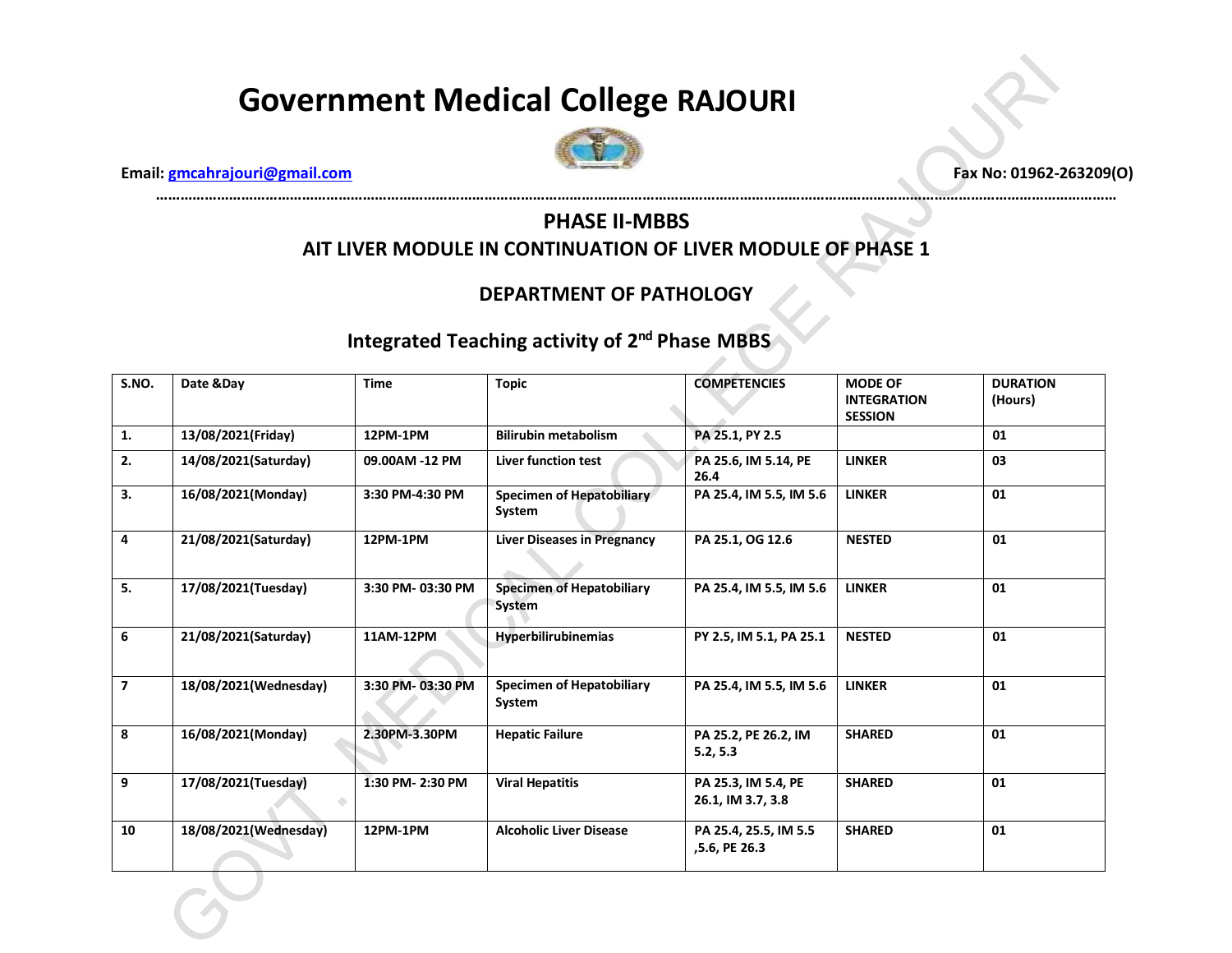# Government Medical College RAJOURI

**Email: gmcahrajouri@gmail.com** **Fax No: 01962-263209(O)**

## PHASE II-MBBS

### AIT LIVER MODULE IN CONTINUATION OF LIVER MODULE OF PHASE 1

### DEPARTMENT OF PATHOLOGY

### Integrated Teaching activity of 2nd Phase MBBS

| S.NO. | Date &Day | Time | Topic | COMPETENCIES | MODE OF INTEGRATION SESSION | DURATION (Hours) |
|---|---|---|---|---|---|---|
| 1. | 13/08/2021(Friday) | 12PM-1PM | Bilirubin metabolism | PA 25.1, PY 2.5 | | 01 |
| 2. | 14/08/2021(Saturday) | 09.00AM -12 PM | Liver function test | PA 25.6, IM 5.14, PE 26.4 | LINKER | 03 |
| 3. | 16/08/2021(Monday) | 3:30 PM-4:30 PM | Specimen of Hepatobiliary System | PA 25.4, IM 5.5, IM 5.6 | LINKER | 01 |
| 4 | 21/08/2021(Saturday) | 12PM-1PM | Liver Diseases in Pregnancy | PA 25.1, OG 12.6 | NESTED | 01 |
| 5. | 17/08/2021(Tuesday) | 3:30 PM- 03:30 PM | Specimen of Hepatobiliary System | PA 25.4, IM 5.5, IM 5.6 | LINKER | 01 |
| 6 | 21/08/2021(Saturday) | 11AM-12PM | Hyperbilirubinemias | PY 2.5, IM 5.1, PA 25.1 | NESTED | 01 |
| 7 | 18/08/2021(Wednesday) | 3:30 PM- 03:30 PM | Specimen of Hepatobiliary System | PA 25.4, IM 5.5, IM 5.6 | LINKER | 01 |
| 8 | 16/08/2021(Monday) | 2.30PM-3.30PM | Hepatic Failure | PA 25.2, PE 26.2, IM 5.2, 5.3 | SHARED | 01 |
| 9 | 17/08/2021(Tuesday) | 1:30 PM- 2:30 PM | Viral Hepatitis | PA 25.3, IM 5.4, PE 26.1, IM 3.7, 3.8 | SHARED | 01 |
| 10 | 18/08/2021(Wednesday) | 12PM-1PM | Alcoholic Liver Disease | PA 25.4, 25.5, IM 5.5 ,5.6, PE 26.3 | SHARED | 01 |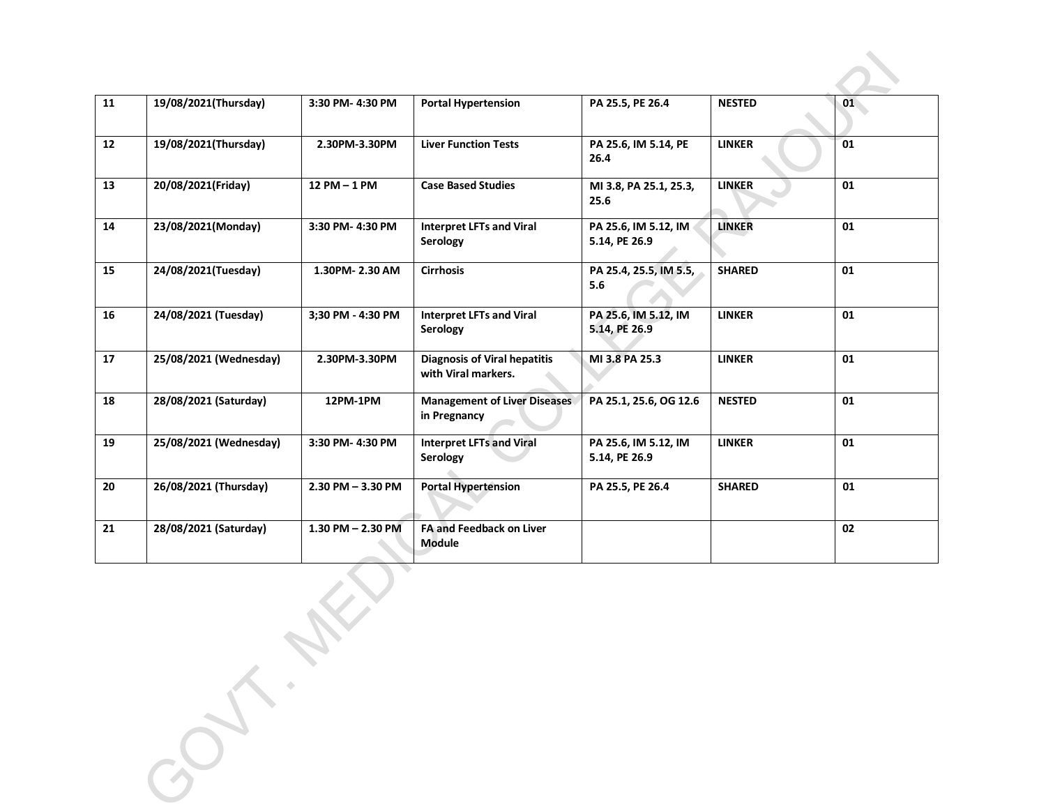| 11 | 19/08/2021(Thursday) | 3:30 PM- 4:30 PM | Portal Hypertension | PA 25.5, PE 26.4 | NESTED | 01 |
|---|---|---|---|---|---|---|
| 12 | 19/08/2021(Thursday) | 2.30PM-3.30PM | Liver Function Tests | PA 25.6, IM 5.14, PE 26.4 | LINKER | 01 |
| 13 | 20/08/2021(Friday) | 12 PM – 1 PM | Case Based Studies | MI 3.8, PA 25.1, 25.3, 25.6 | LINKER | 01 |
| 14 | 23/08/2021(Monday) | 3:30 PM- 4:30 PM | Interpret LFTs and Viral Serology | PA 25.6, IM 5.12, IM 5.14, PE 26.9 | LINKER | 01 |
| 15 | 24/08/2021(Tuesday) | 1.30PM- 2.30 AM | Cirrhosis | PA 25.4, 25.5, IM 5.5, 5.6 | SHARED | 01 |
| 16 | 24/08/2021 (Tuesday) | 3;30 PM - 4:30 PM | Interpret LFTs and Viral Serology | PA 25.6, IM 5.12, IM 5.14, PE 26.9 | LINKER | 01 |
| 17 | 25/08/2021 (Wednesday) | 2.30PM-3.30PM | Diagnosis of Viral hepatitis with Viral markers. | MI 3.8 PA 25.3 | LINKER | 01 |
| 18 | 28/08/2021 (Saturday) | 12PM-1PM | Management of Liver Diseases in Pregnancy | PA 25.1, 25.6, OG 12.6 | NESTED | 01 |
| 19 | 25/08/2021 (Wednesday) | 3:30 PM- 4:30 PM | Interpret LFTs and Viral Serology | PA 25.6, IM 5.12, IM 5.14, PE 26.9 | LINKER | 01 |
| 20 | 26/08/2021 (Thursday) | 2.30 PM – 3.30 PM | Portal Hypertension | PA 25.5, PE 26.4 | SHARED | 01 |
| 21 | 28/08/2021 (Saturday) | 1.30 PM – 2.30 PM | FA and Feedback on Liver Module | | | 02 |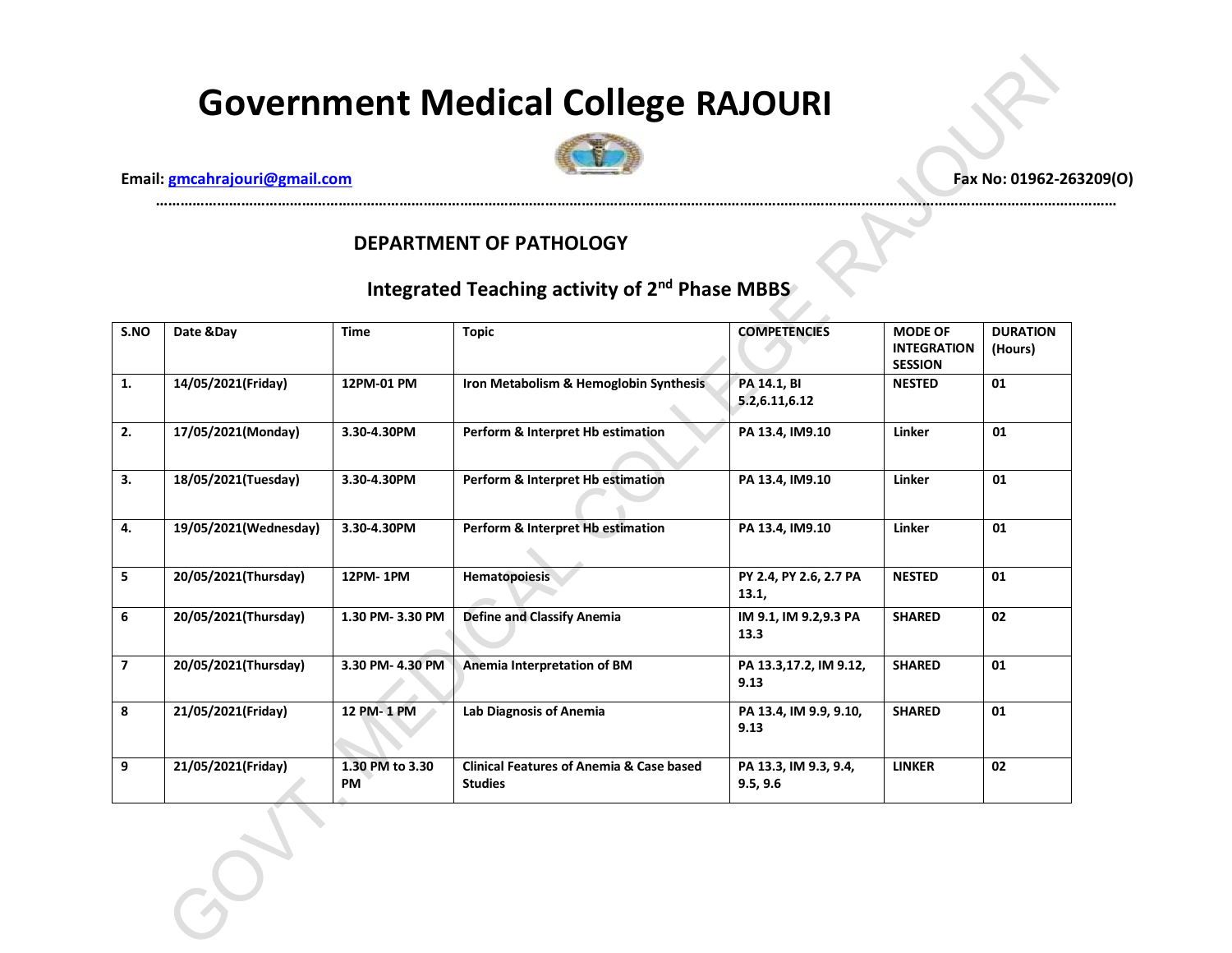# Government Medical College RAJOURI

**Email: gmcahrajouri@gmail.com** **Fax No: 01962-263209(O)**

## DEPARTMENT OF PATHOLOGY

### Integrated Teaching activity of 2nd Phase MBBS

| S.NO | Date &Day | Time | Topic | COMPETENCIES | MODE OF INTEGRATION SESSION | DURATION (Hours) |
|---|---|---|---|---|---|---|
| 1. | 14/05/2021(Friday) | 12PM-01 PM | Iron Metabolism & Hemoglobin Synthesis | PA 14.1, BI 5.2,6.11,6.12 | NESTED | 01 |
| 2. | 17/05/2021(Monday) | 3.30-4.30PM | Perform & Interpret Hb estimation | PA 13.4, IM9.10 | Linker | 01 |
| 3. | 18/05/2021(Tuesday) | 3.30-4.30PM | Perform & Interpret Hb estimation | PA 13.4, IM9.10 | Linker | 01 |
| 4. | 19/05/2021(Wednesday) | 3.30-4.30PM | Perform & Interpret Hb estimation | PA 13.4, IM9.10 | Linker | 01 |
| 5 | 20/05/2021(Thursday) | 12PM- 1PM | Hematopoiesis | PY 2.4, PY 2.6, 2.7 PA 13.1, | NESTED | 01 |
| 6 | 20/05/2021(Thursday) | 1.30 PM- 3.30 PM | Define and Classify Anemia | IM 9.1, IM 9.2,9.3 PA 13.3 | SHARED | 02 |
| 7 | 20/05/2021(Thursday) | 3.30 PM- 4.30 PM | Anemia Interpretation of BM | PA 13.3,17.2, IM 9.12, 9.13 | SHARED | 01 |
| 8 | 21/05/2021(Friday) | 12 PM- 1 PM | Lab Diagnosis of Anemia | PA 13.4, IM 9.9, 9.10, 9.13 | SHARED | 01 |
| 9 | 21/05/2021(Friday) | 1.30 PM to 3.30 PM | Clinical Features of Anemia & Case based Studies | PA 13.3, IM 9.3, 9.4, 9.5, 9.6 | LINKER | 02 |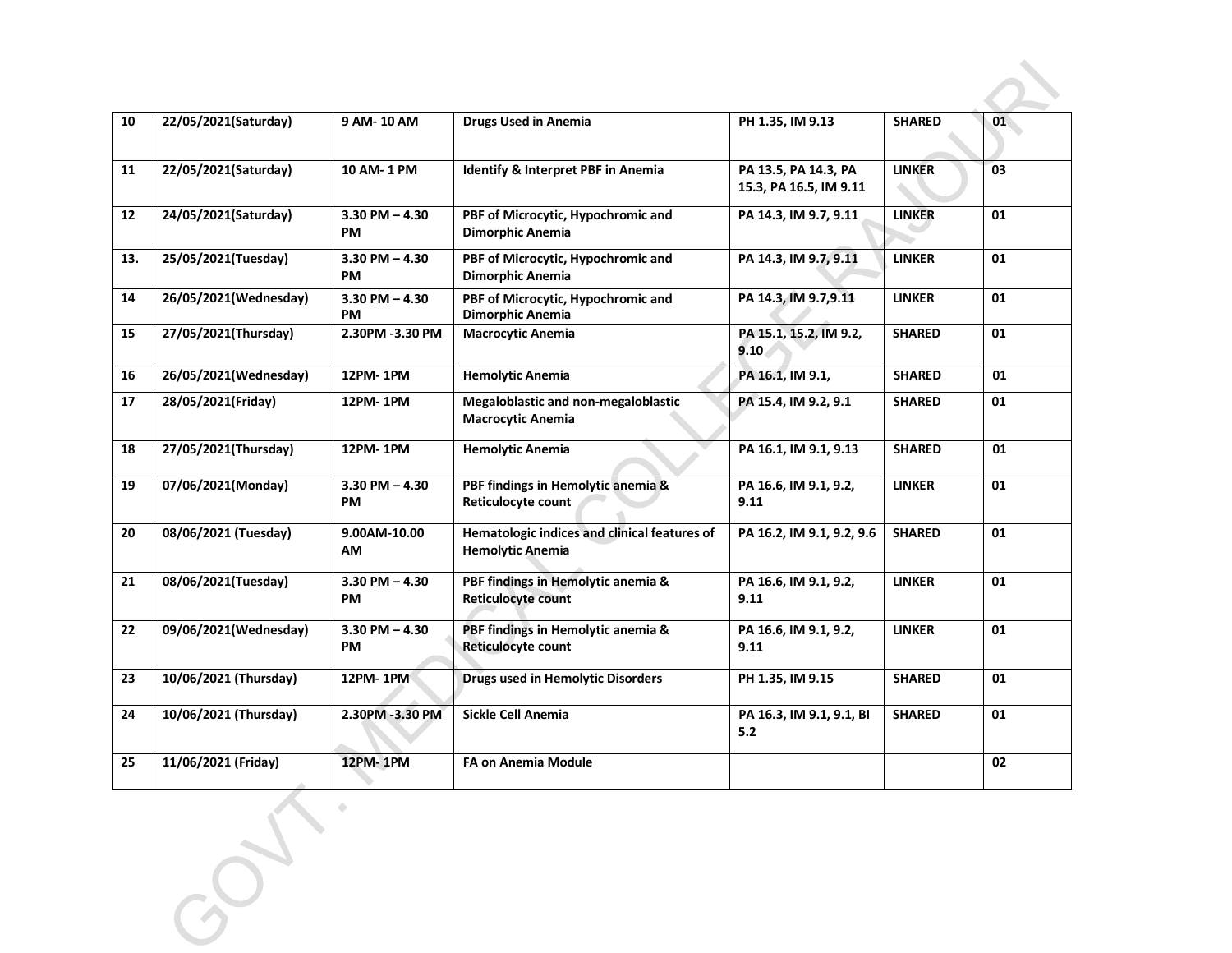| 10 | 22/05/2021(Saturday) | 9 AM- 10 AM | Drugs Used in Anemia | PH 1.35, IM 9.13 | SHARED | 01 |
|---|---|---|---|---|---|---|
| 11 | 22/05/2021(Saturday) | 10 AM- 1 PM | Identify & Interpret PBF in Anemia | PA 13.5, PA 14.3, PA 15.3, PA 16.5, IM 9.11 | LINKER | 03 |
| 12 | 24/05/2021(Saturday) | 3.30 PM – 4.30 PM | PBF of Microcytic, Hypochromic and Dimorphic Anemia | PA 14.3, IM 9.7, 9.11 | LINKER | 01 |
| 13. | 25/05/2021(Tuesday) | 3.30 PM – 4.30 PM | PBF of Microcytic, Hypochromic and Dimorphic Anemia | PA 14.3, IM 9.7, 9.11 | LINKER | 01 |
| 14 | 26/05/2021(Wednesday) | 3.30 PM – 4.30 PM | PBF of Microcytic, Hypochromic and Dimorphic Anemia | PA 14.3, IM 9.7,9.11 | LINKER | 01 |
| 15 | 27/05/2021(Thursday) | 2.30PM -3.30 PM | Macrocytic Anemia | PA 15.1, 15.2, IM 9.2, 9.10 | SHARED | 01 |
| 16 | 26/05/2021(Wednesday) | 12PM- 1PM | Hemolytic Anemia | PA 16.1, IM 9.1, | SHARED | 01 |
| 17 | 28/05/2021(Friday) | 12PM- 1PM | Megaloblastic and non-megaloblastic Macrocytic Anemia | PA 15.4, IM 9.2, 9.1 | SHARED | 01 |
| 18 | 27/05/2021(Thursday) | 12PM- 1PM | Hemolytic Anemia | PA 16.1, IM 9.1, 9.13 | SHARED | 01 |
| 19 | 07/06/2021(Monday) | 3.30 PM – 4.30 PM | PBF findings in Hemolytic anemia & Reticulocyte count | PA 16.6, IM 9.1, 9.2, 9.11 | LINKER | 01 |
| 20 | 08/06/2021 (Tuesday) | 9.00AM-10.00 AM | Hematologic indices and clinical features of Hemolytic Anemia | PA 16.2, IM 9.1, 9.2, 9.6 | SHARED | 01 |
| 21 | 08/06/2021(Tuesday) | 3.30 PM – 4.30 PM | PBF findings in Hemolytic anemia & Reticulocyte count | PA 16.6, IM 9.1, 9.2, 9.11 | LINKER | 01 |
| 22 | 09/06/2021(Wednesday) | 3.30 PM – 4.30 PM | PBF findings in Hemolytic anemia & Reticulocyte count | PA 16.6, IM 9.1, 9.2, 9.11 | LINKER | 01 |
| 23 | 10/06/2021 (Thursday) | 12PM- 1PM | Drugs used in Hemolytic Disorders | PH 1.35, IM 9.15 | SHARED | 01 |
| 24 | 10/06/2021 (Thursday) | 2.30PM -3.30 PM | Sickle Cell Anemia | PA 16.3, IM 9.1, 9.1, BI 5.2 | SHARED | 01 |
| 25 | 11/06/2021 (Friday) | 12PM- 1PM | FA on Anemia Module | | | 02 |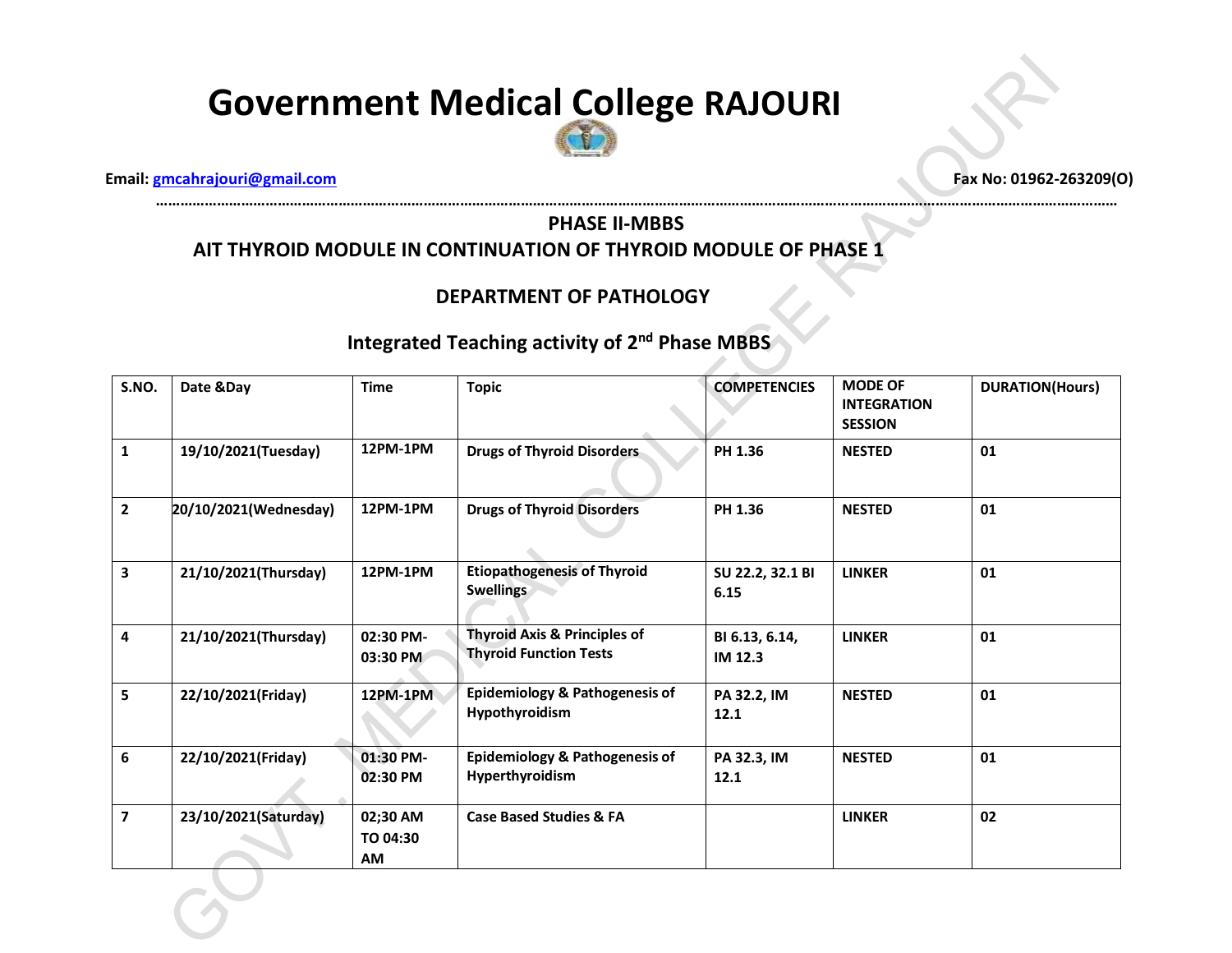# Government Medical College RAJOURI

**Email: gmcahrajouri@gmail.com** **Fax No: 01962-263209(O)**

## PHASE II-MBBS

## AIT THYROID MODULE IN CONTINUATION OF THYROID MODULE OF PHASE 1

### DEPARTMENT OF PATHOLOGY

### Integrated Teaching activity of 2nd Phase MBBS

| S.NO. | Date &Day | Time | Topic | COMPETENCIES | MODE OF INTEGRATION SESSION | DURATION(Hours) |
|---|---|---|---|---|---|---|
| 1 | 19/10/2021(Tuesday) | 12PM-1PM | Drugs of Thyroid Disorders | PH 1.36 | NESTED | 01 |
| 2 | 20/10/2021(Wednesday) | 12PM-1PM | Drugs of Thyroid Disorders | PH 1.36 | NESTED | 01 |
| 3 | 21/10/2021(Thursday) | 12PM-1PM | Etiopathogenesis of Thyroid Swellings | SU 22.2, 32.1 BI 6.15 | LINKER | 01 |
| 4 | 21/10/2021(Thursday) | 02:30 PM-03:30 PM | Thyroid Axis & Principles of Thyroid Function Tests | BI 6.13, 6.14, IM 12.3 | LINKER | 01 |
| 5 | 22/10/2021(Friday) | 12PM-1PM | Epidemiology & Pathogenesis of Hypothyroidism | PA 32.2, IM 12.1 | NESTED | 01 |
| 6 | 22/10/2021(Friday) | 01:30 PM-02:30 PM | Epidemiology & Pathogenesis of Hyperthyroidism | PA 32.3, IM 12.1 | NESTED | 01 |
| 7 | 23/10/2021(Saturday) | 02;30 AM TO 04:30 AM | Case Based Studies & FA | | LINKER | 02 |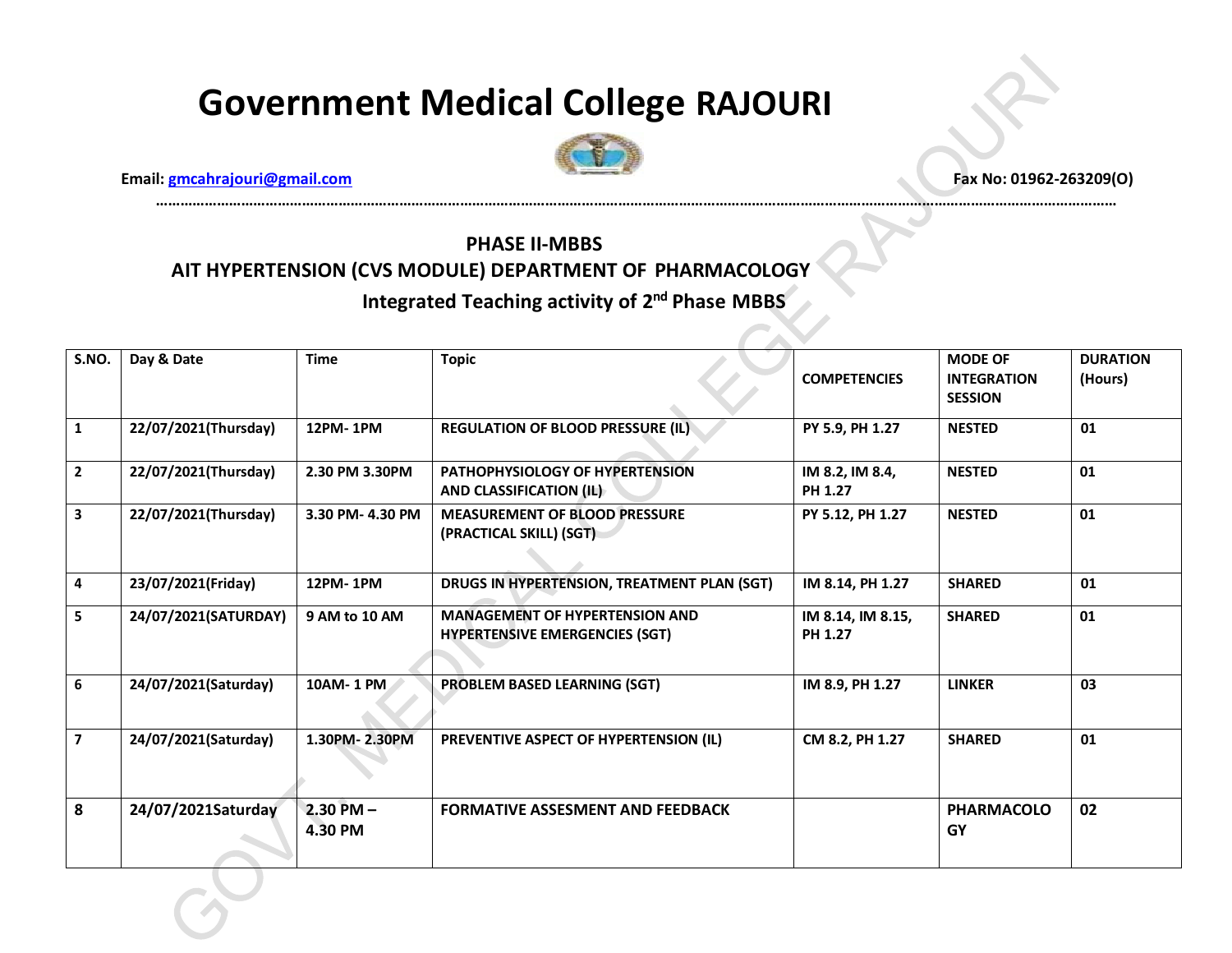# Government Medical College RAJOURI

**Email: gmcahrajouri@gmail.com** **Fax No: 01962-263209(O)**

……………………………………………………………………………………………………………………………………………………………………………………………

**PHASE II-MBBS**

**AIT HYPERTENSION (CVS MODULE) DEPARTMENT OF PHARMACOLOGY**

**Integrated Teaching activity of 2nd Phase MBBS**

| S.NO. | Day & Date | Time | Topic | COMPETENCIES | MODE OF INTEGRATION SESSION | DURATION (Hours) |
|---|---|---|---|---|---|---|
| 1 | 22/07/2021(Thursday) | 12PM- 1PM | REGULATION OF BLOOD PRESSURE (IL) | PY 5.9, PH 1.27 | NESTED | 01 |
| 2 | 22/07/2021(Thursday) | 2.30 PM 3.30PM | PATHOPHYSIOLOGY OF HYPERTENSION AND CLASSIFICATION (IL) | IM 8.2, IM 8.4, PH 1.27 | NESTED | 01 |
| 3 | 22/07/2021(Thursday) | 3.30 PM- 4.30 PM | MEASUREMENT OF BLOOD PRESSURE (PRACTICAL SKILL) (SGT) | PY 5.12, PH 1.27 | NESTED | 01 |
| 4 | 23/07/2021(Friday) | 12PM- 1PM | DRUGS IN HYPERTENSION, TREATMENT PLAN (SGT) | IM 8.14, PH 1.27 | SHARED | 01 |
| 5 | 24/07/2021(SATURDAY) | 9 AM to 10 AM | MANAGEMENT OF HYPERTENSION AND HYPERTENSIVE EMERGENCIES (SGT) | IM 8.14, IM 8.15, PH 1.27 | SHARED | 01 |
| 6 | 24/07/2021(Saturday) | 10AM- 1 PM | PROBLEM BASED LEARNING (SGT) | IM 8.9, PH 1.27 | LINKER | 03 |
| 7 | 24/07/2021(Saturday) | 1.30PM- 2.30PM | PREVENTIVE ASPECT OF HYPERTENSION (IL) | CM 8.2, PH 1.27 | SHARED | 01 |
| 8 | 24/07/2021Saturday | 2.30 PM – 4.30 PM | FORMATIVE ASSESMENT AND FEEDBACK | | PHARMACOLOGY | 02 |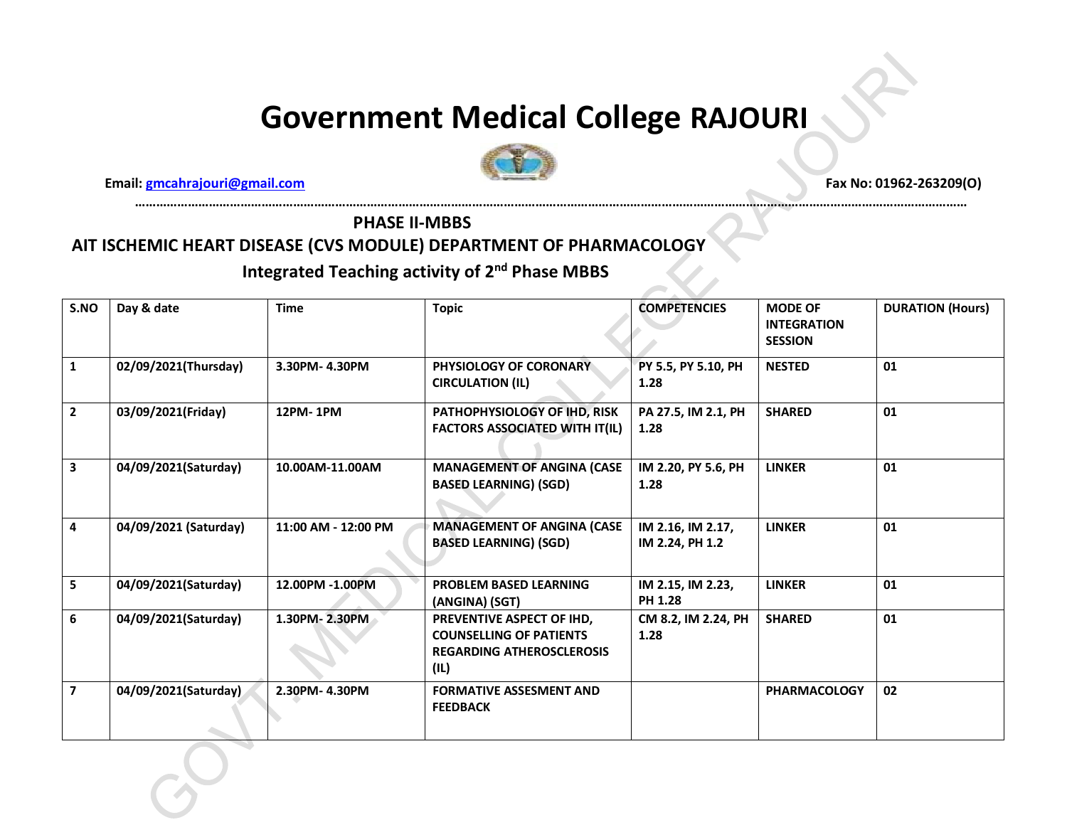# Government Medical College RAJOURI

**Email: gmcahrajouri@gmail.com** **Fax No: 01962-263209(O)**

## PHASE II-MBBS

## AIT ISCHEMIC HEART DISEASE (CVS MODULE) DEPARTMENT OF PHARMACOLOGY

### Integrated Teaching activity of 2nd Phase MBBS

| S.NO | Day & date | Time | Topic | COMPETENCIES | MODE OF INTEGRATION SESSION | DURATION (Hours) |
|---|---|---|---|---|---|---|
| 1 | 02/09/2021(Thursday) | 3.30PM- 4.30PM | PHYSIOLOGY OF CORONARY CIRCULATION (IL) | PY 5.5, PY 5.10, PH 1.28 | NESTED | 01 |
| 2 | 03/09/2021(Friday) | 12PM- 1PM | PATHOPHYSIOLOGY OF IHD, RISK FACTORS ASSOCIATED WITH IT(IL) | PA 27.5, IM 2.1, PH 1.28 | SHARED | 01 |
| 3 | 04/09/2021(Saturday) | 10.00AM-11.00AM | MANAGEMENT OF ANGINA (CASE BASED LEARNING) (SGD) | IM 2.20, PY 5.6, PH 1.28 | LINKER | 01 |
| 4 | 04/09/2021 (Saturday) | 11:00 AM - 12:00 PM | MANAGEMENT OF ANGINA (CASE BASED LEARNING) (SGD) | IM 2.16, IM 2.17, IM 2.24, PH 1.2 | LINKER | 01 |
| 5 | 04/09/2021(Saturday) | 12.00PM -1.00PM | PROBLEM BASED LEARNING (ANGINA) (SGT) | IM 2.15, IM 2.23, PH 1.28 | LINKER | 01 |
| 6 | 04/09/2021(Saturday) | 1.30PM- 2.30PM | PREVENTIVE ASPECT OF IHD, COUNSELLING OF PATIENTS REGARDING ATHEROSCLEROSIS (IL) | CM 8.2, IM 2.24, PH 1.28 | SHARED | 01 |
| 7 | 04/09/2021(Saturday) | 2.30PM- 4.30PM | FORMATIVE ASSESMENT AND FEEDBACK | | PHARMACOLOGY | 02 |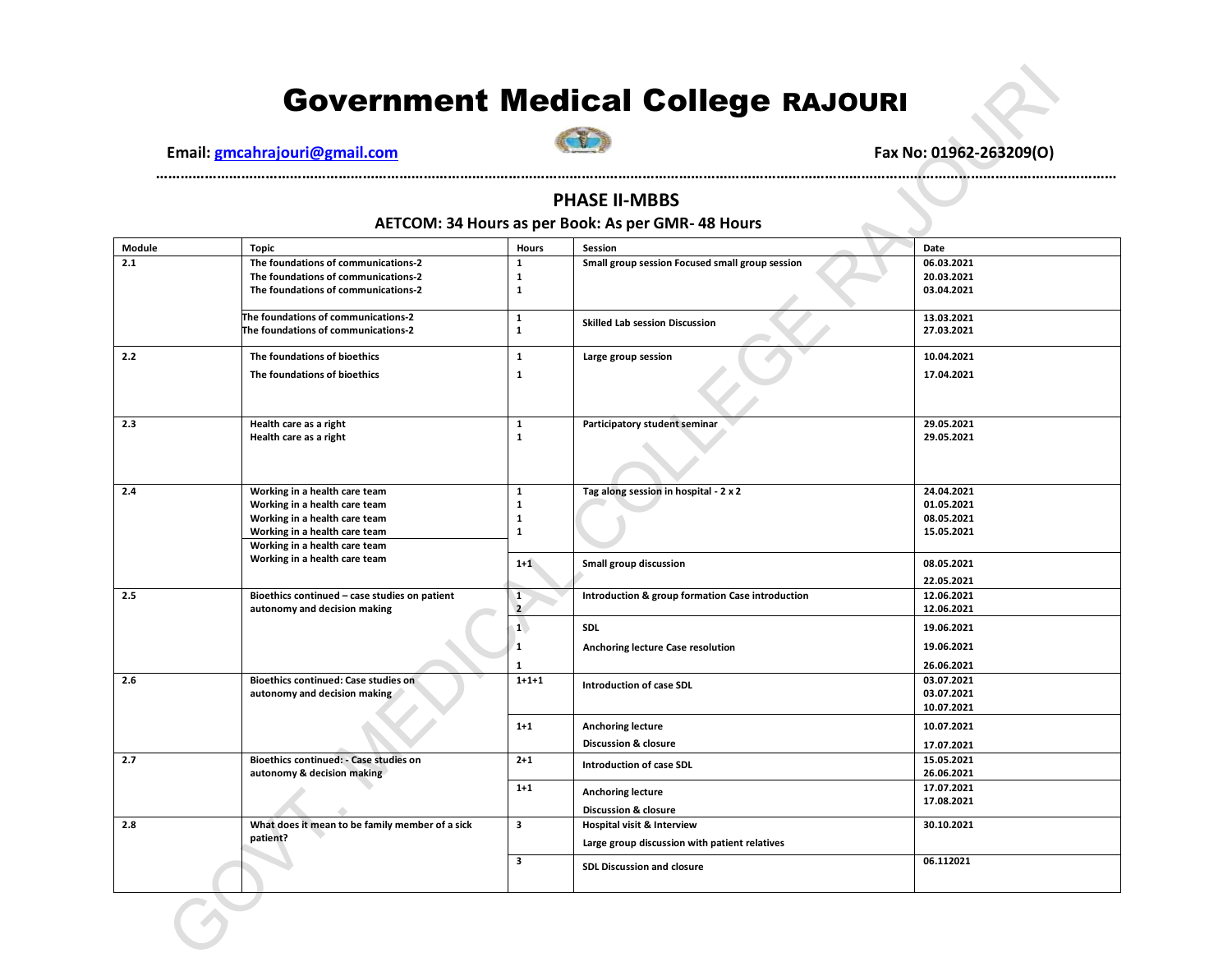# Government Medical College RAJOURI

**Email: gmcahrajouri@gmail.com** **Fax No: 01962-263209(O)**

## PHASE II-MBBS

### AETCOM: 34 Hours as per Book: As per GMR- 48 Hours

| Module | Topic | Hours | Session | Date |
|---|---|---|---|---|
| 2.1 | The foundations of communications-2 | 1 | Small group session Focused small group session | 06.03.2021 |
| | The foundations of communications-2 | 1 | | 20.03.2021 |
| | The foundations of communications-2 | 1 | | 03.04.2021 |
| | The foundations of communications-2 | 1 | Skilled Lab session Discussion | 13.03.2021 |
| | The foundations of communications-2 | 1 | | 27.03.2021 |
| 2.2 | The foundations of bioethics | 1 | Large group session | 10.04.2021 |
| | The foundations of bioethics | 1 | | 17.04.2021 |
| 2.3 | Health care as a right | 1 | Participatory student seminar | 29.05.2021 |
| | Health care as a right | 1 | | 29.05.2021 |
| 2.4 | Working in a health care team | 1 | Tag along session in hospital - 2 x 2 | 24.04.2021 |
| | Working in a health care team | 1 | | 01.05.2021 |
| | Working in a health care team | 1 | | 08.05.2021 |
| | Working in a health care team | 1 | | 15.05.2021 |
| | Working in a health care team | 1+1 | Small group discussion | 08.05.2021 |
| | Working in a health care team | | | 22.05.2021 |
| 2.5 | Bioethics continued – case studies on patient autonomy and decision making | 1 | Introduction & group formation Case introduction | 12.06.2021 |
| | | 2 | | 12.06.2021 |
| | | 1 | SDL | 19.06.2021 |
| | | 1 | Anchoring lecture Case resolution | 19.06.2021 |
| | | 1 | | 26.06.2021 |
| 2.6 | Bioethics continued: Case studies on autonomy and decision making | 1+1+1 | Introduction of case SDL | 03.07.2021 |
| | | | | 03.07.2021 |
| | | | | 10.07.2021 |
| | | 1+1 | Anchoring lecture | 10.07.2021 |
| | | | Discussion & closure | 17.07.2021 |
| 2.7 | Bioethics continued: - Case studies on autonomy & decision making | 2+1 | Introduction of case SDL | 15.05.2021 |
| | | | | 26.06.2021 |
| | | 1+1 | Anchoring lecture | 17.07.2021 |
| | | | Discussion & closure | 17.08.2021 |
| 2.8 | What does it mean to be family member of a sick patient? | 3 | Hospital visit & Interview<br>Large group discussion with patient relatives | 30.10.2021 |
| | | 3 | SDL Discussion and closure | 06.112021 |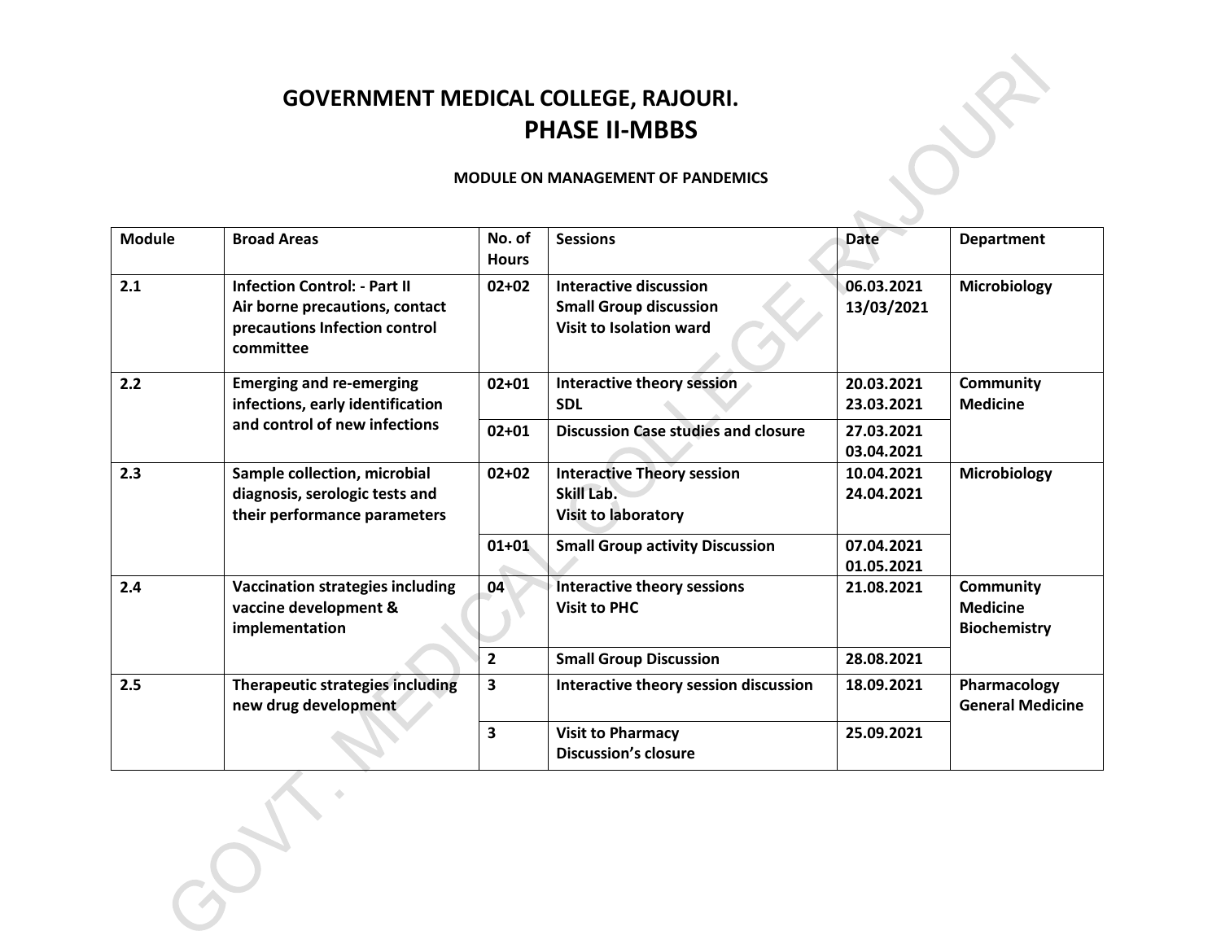# GOVERNMENT MEDICAL COLLEGE, RAJOURI.

## PHASE II-MBBS

### MODULE ON MANAGEMENT OF PANDEMICS

| Module | Broad Areas | No. of Hours | Sessions | Date | Department |
|---|---|---|---|---|---|
| **2.1** | **Infection Control: - Part II Air borne precautions, contact precautions Infection control committee** | **02+02** | **Interactive discussion Small Group discussion Visit to Isolation ward** | **06.03.2021 13/03/2021** | **Microbiology** |
| **2.2** | **Emerging and re-emerging infections, early identification and control of new infections** | **02+01** | **Interactive theory session SDL** | **20.03.2021 23.03.2021** | **Community Medicine** |
| | | **02+01** | **Discussion Case studies and closure** | **27.03.2021 03.04.2021** | |
| **2.3** | **Sample collection, microbial diagnosis, serologic tests and their performance parameters** | **02+02** | **Interactive Theory session Skill Lab. Visit to laboratory** | **10.04.2021 24.04.2021** | **Microbiology** |
| | | **01+01** | **Small Group activity Discussion** | **07.04.2021 01.05.2021** | |
| **2.4** | **Vaccination strategies including vaccine development & implementation** | **04** | **Interactive theory sessions Visit to PHC** | **21.08.2021** | **Community Medicine Biochemistry** |
| | | **2** | **Small Group Discussion** | **28.08.2021** | |
| **2.5** | **Therapeutic strategies including new drug development** | **3** | **Interactive theory session discussion** | **18.09.2021** | **Pharmacology General Medicine** |
| | | **3** | **Visit to Pharmacy Discussion's closure** | **25.09.2021** | |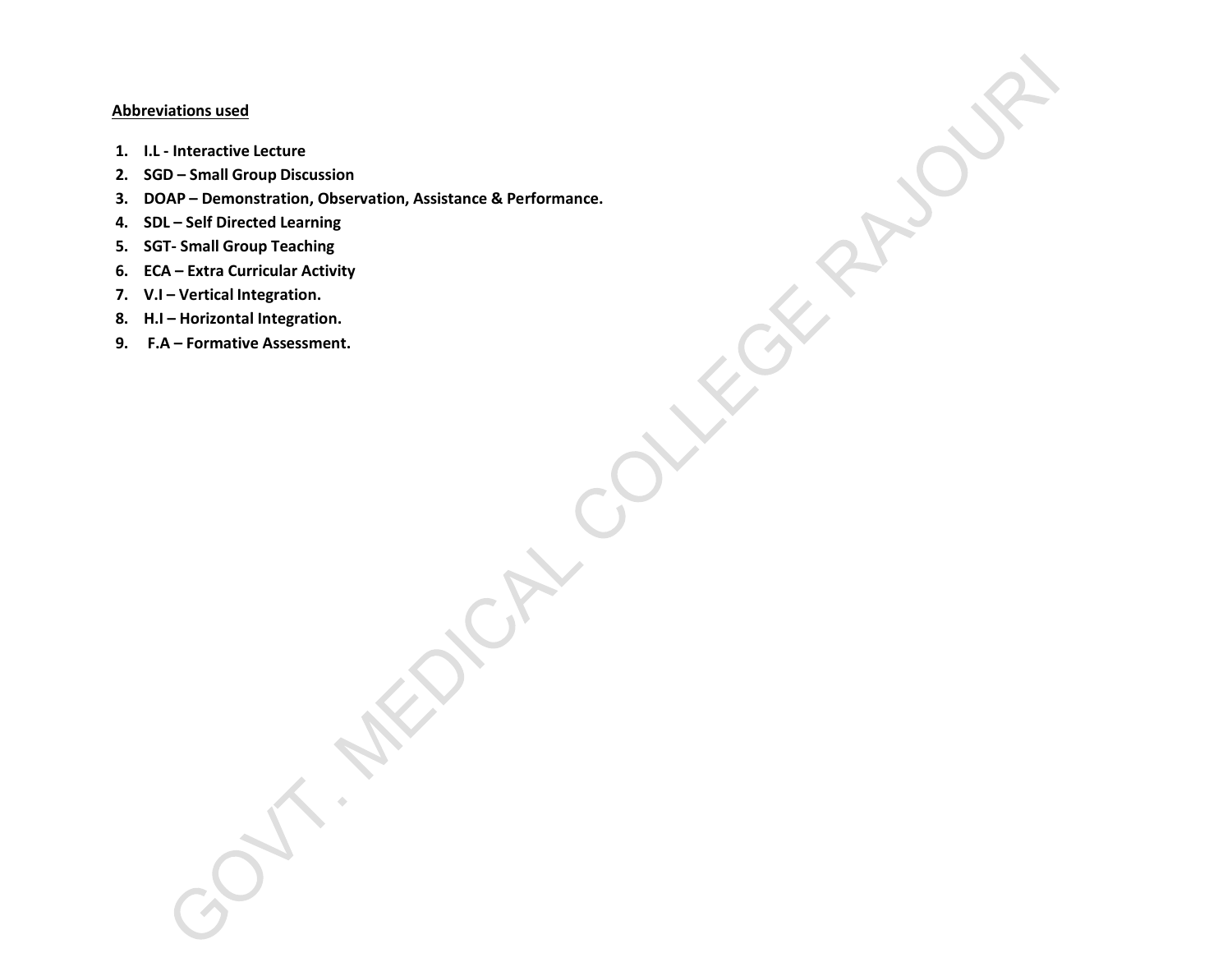**Abbreviations used**

1. **I.L - Interactive Lecture**
2. **SGD – Small Group Discussion**
3. **DOAP – Demonstration, Observation, Assistance & Performance.**
4. **SDL – Self Directed Learning**
5. **SGT- Small Group Teaching**
6. **ECA – Extra Curricular Activity**
7. **V.I – Vertical Integration.**
8. **H.I – Horizontal Integration.**
9. **F.A – Formative Assessment.**